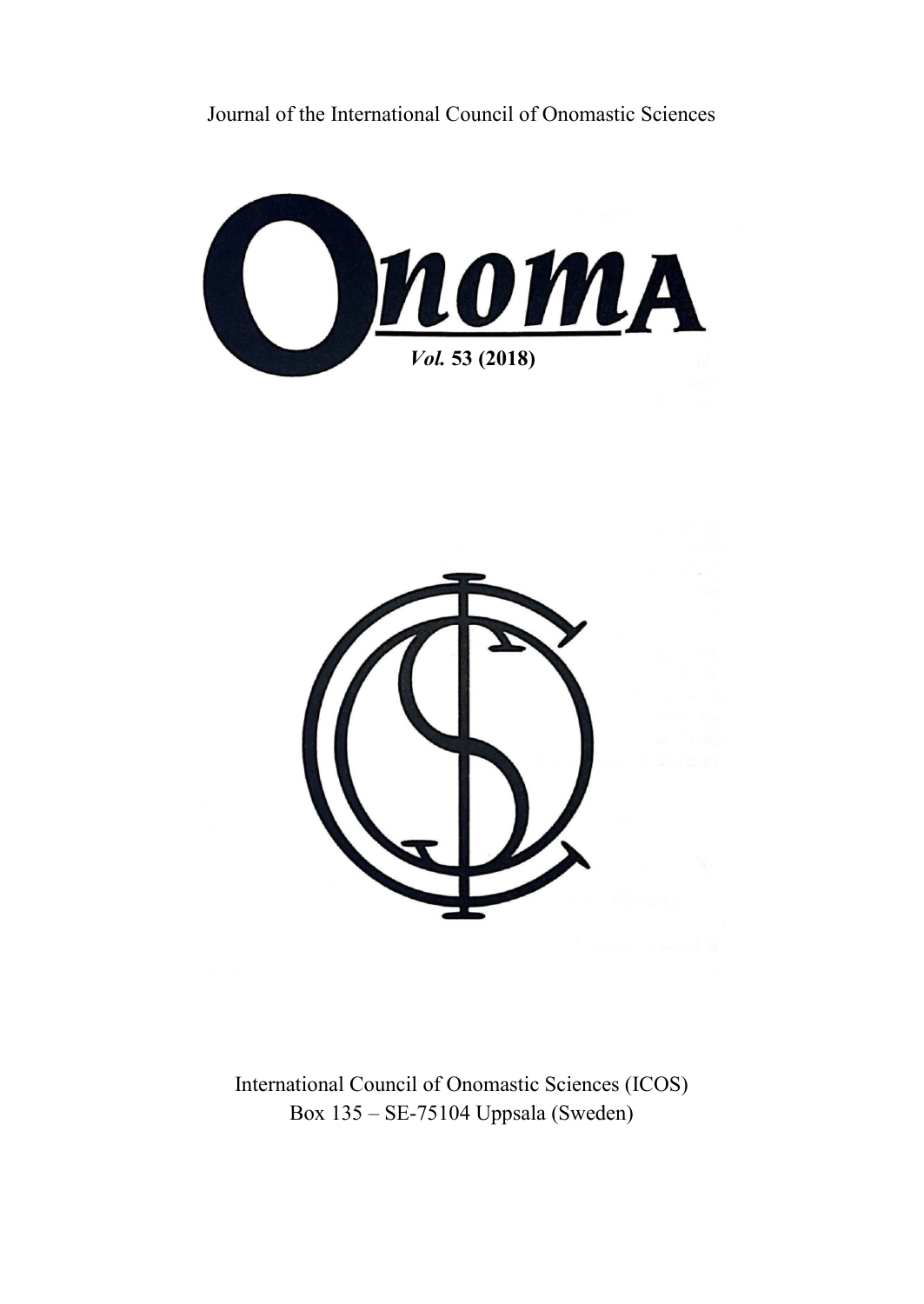Journal of the International Council of Onomastic Sciences

# Onoma

*Vol.* **53 (2018)**

International Council of Onomastic Sciences (ICOS)
Box 135 – SE-75104 Uppsala (Sweden)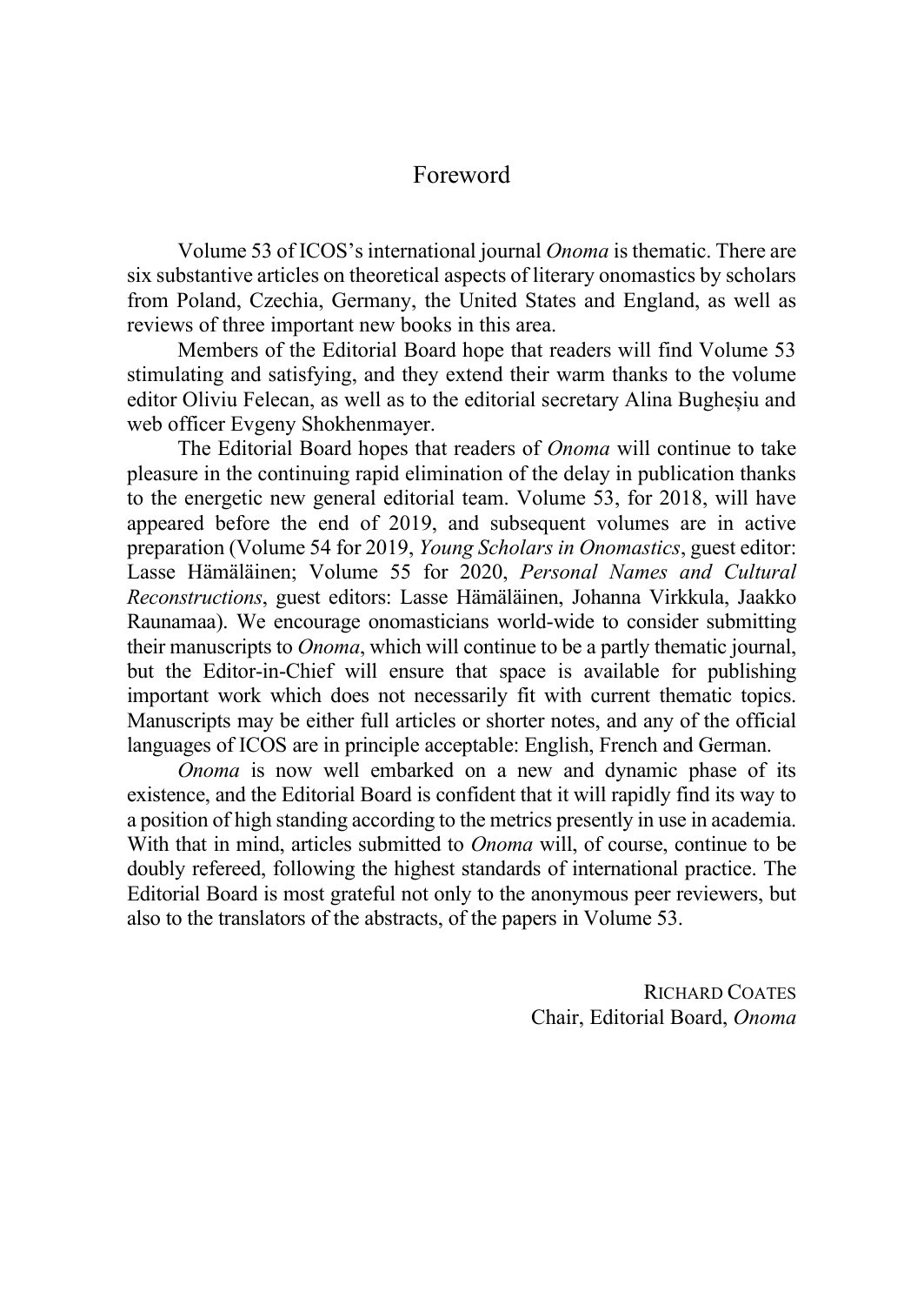# Foreword

Volume 53 of ICOS's international journal *Onoma* is thematic. There are six substantive articles on theoretical aspects of literary onomastics by scholars from Poland, Czechia, Germany, the United States and England, as well as reviews of three important new books in this area.

Members of the Editorial Board hope that readers will find Volume 53 stimulating and satisfying, and they extend their warm thanks to the volume editor Oliviu Felecan, as well as to the editorial secretary Alina Bugheșiu and web officer Evgeny Shokhenmayer.

The Editorial Board hopes that readers of *Onoma* will continue to take pleasure in the continuing rapid elimination of the delay in publication thanks to the energetic new general editorial team. Volume 53, for 2018, will have appeared before the end of 2019, and subsequent volumes are in active preparation (Volume 54 for 2019, *Young Scholars in Onomastics*, guest editor: Lasse Hämäläinen; Volume 55 for 2020, *Personal Names and Cultural Reconstructions*, guest editors: Lasse Hämäläinen, Johanna Virkkula, Jaakko Raunamaa). We encourage onomasticians world-wide to consider submitting their manuscripts to *Onoma*, which will continue to be a partly thematic journal, but the Editor-in-Chief will ensure that space is available for publishing important work which does not necessarily fit with current thematic topics. Manuscripts may be either full articles or shorter notes, and any of the official languages of ICOS are in principle acceptable: English, French and German.

*Onoma* is now well embarked on a new and dynamic phase of its existence, and the Editorial Board is confident that it will rapidly find its way to a position of high standing according to the metrics presently in use in academia. With that in mind, articles submitted to *Onoma* will, of course, continue to be doubly refereed, following the highest standards of international practice. The Editorial Board is most grateful not only to the anonymous peer reviewers, but also to the translators of the abstracts, of the papers in Volume 53.

RICHARD COATES
Chair, Editorial Board, *Onoma*